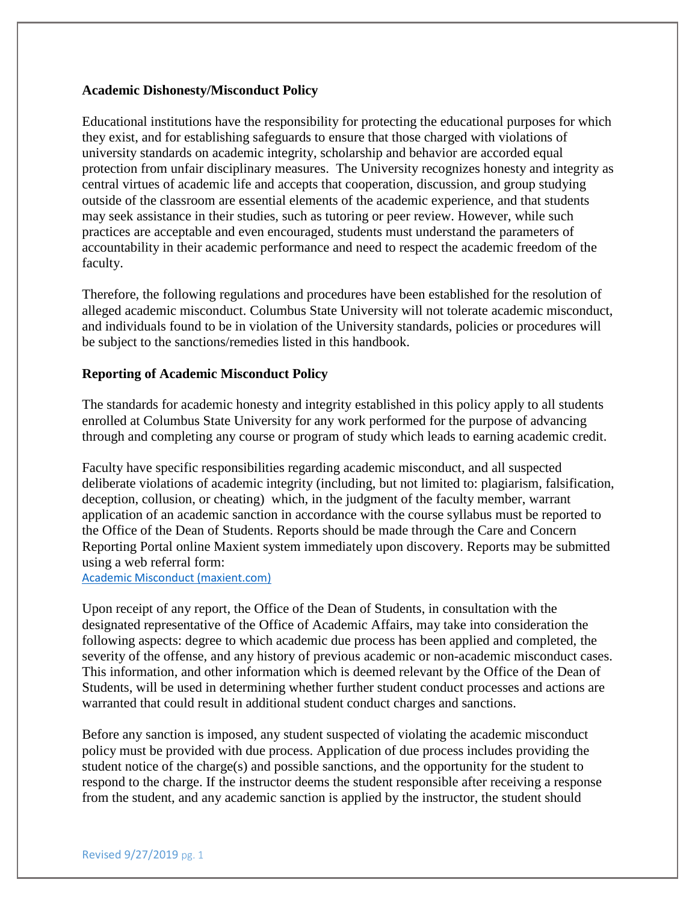**Academic Dishonesty/Misconduct Policy**

Educational institutions have the responsibility for protecting the educational purposes for which they exist, and for establishing safeguards to ensure that those charged with violations of university standards on academic integrity, scholarship and behavior are accorded equal protection from unfair disciplinary measures. The University recognizes honesty and integrity as central virtues of academic life and accepts that cooperation, discussion, and group studying outside of the classroom are essential elements of the academic experience, and that students may seek assistance in their studies, such as tutoring or peer review. However, while such practices are acceptable and even encouraged, students must understand the parameters of accountability in their academic performance and need to respect the academic freedom of the faculty.

Therefore, the following regulations and procedures have been established for the resolution of alleged academic misconduct. Columbus State University will not tolerate academic misconduct, and individuals found to be in violation of the University standards, policies or procedures will be subject to the sanctions/remedies listed in this handbook.

**Reporting of Academic Misconduct Policy**

The standards for academic honesty and integrity established in this policy apply to all students enrolled at Columbus State University for any work performed for the purpose of advancing through and completing any course or program of study which leads to earning academic credit.

Faculty have specific responsibilities regarding academic misconduct, and all suspected deliberate violations of academic integrity (including, but not limited to: plagiarism, falsification, deception, collusion, or cheating) which, in the judgment of the faculty member, warrant application of an academic sanction in accordance with the course syllabus must be reported to the Office of the Dean of Students. Reports should be made through the Care and Concern Reporting Portal online Maxient system immediately upon discovery. Reports may be submitted using a web referral form:
Academic Misconduct (maxient.com)

Upon receipt of any report, the Office of the Dean of Students, in consultation with the designated representative of the Office of Academic Affairs, may take into consideration the following aspects: degree to which academic due process has been applied and completed, the severity of the offense, and any history of previous academic or non-academic misconduct cases. This information, and other information which is deemed relevant by the Office of the Dean of Students, will be used in determining whether further student conduct processes and actions are warranted that could result in additional student conduct charges and sanctions.

Before any sanction is imposed, any student suspected of violating the academic misconduct policy must be provided with due process. Application of due process includes providing the student notice of the charge(s) and possible sanctions, and the opportunity for the student to respond to the charge. If the instructor deems the student responsible after receiving a response from the student, and any academic sanction is applied by the instructor, the student should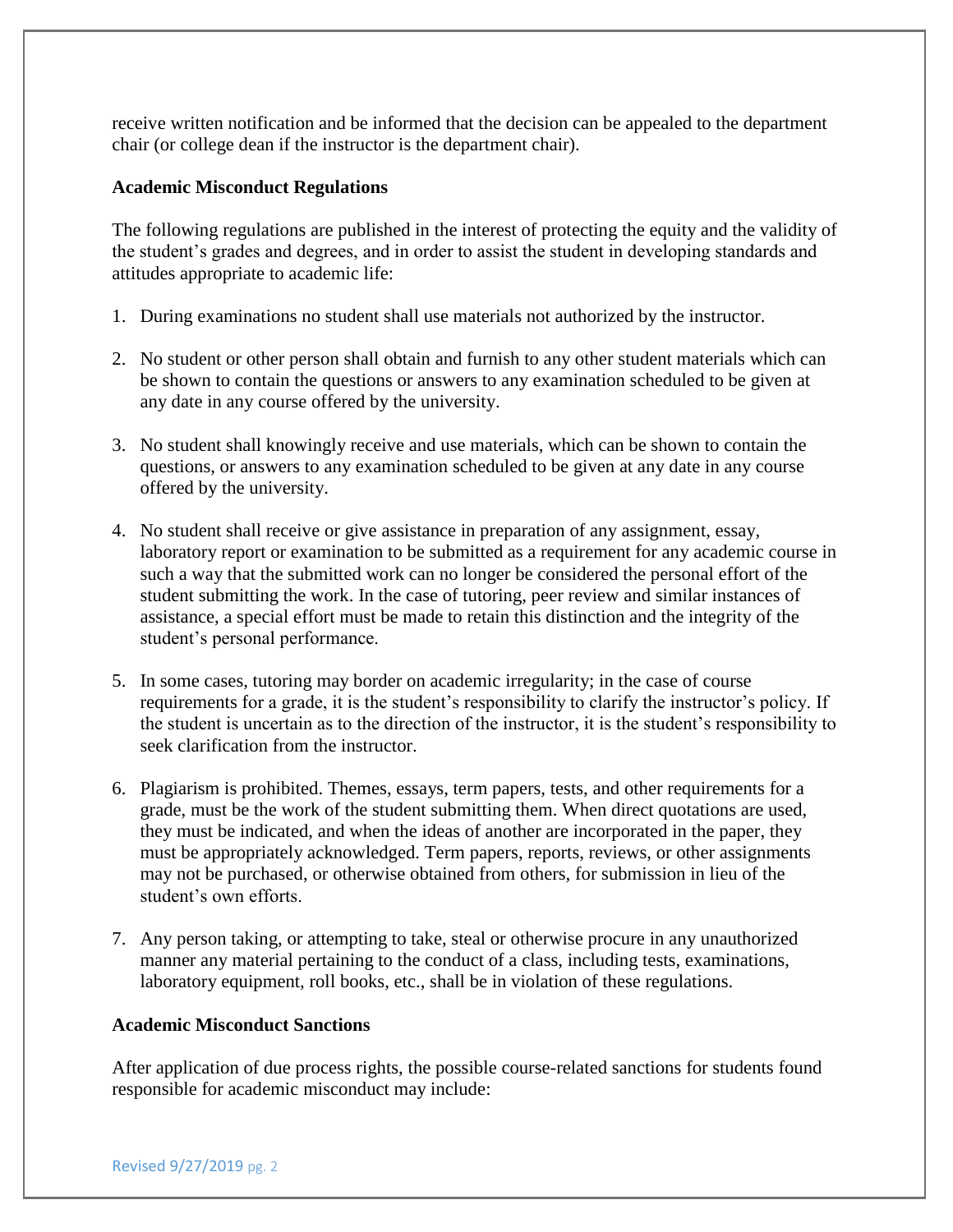receive written notification and be informed that the decision can be appealed to the department chair (or college dean if the instructor is the department chair).

**Academic Misconduct Regulations**

The following regulations are published in the interest of protecting the equity and the validity of the student's grades and degrees, and in order to assist the student in developing standards and attitudes appropriate to academic life:

1. During examinations no student shall use materials not authorized by the instructor.

2. No student or other person shall obtain and furnish to any other student materials which can be shown to contain the questions or answers to any examination scheduled to be given at any date in any course offered by the university.

3. No student shall knowingly receive and use materials, which can be shown to contain the questions, or answers to any examination scheduled to be given at any date in any course offered by the university.

4. No student shall receive or give assistance in preparation of any assignment, essay, laboratory report or examination to be submitted as a requirement for any academic course in such a way that the submitted work can no longer be considered the personal effort of the student submitting the work. In the case of tutoring, peer review and similar instances of assistance, a special effort must be made to retain this distinction and the integrity of the student's personal performance.

5. In some cases, tutoring may border on academic irregularity; in the case of course requirements for a grade, it is the student's responsibility to clarify the instructor's policy. If the student is uncertain as to the direction of the instructor, it is the student's responsibility to seek clarification from the instructor.

6. Plagiarism is prohibited. Themes, essays, term papers, tests, and other requirements for a grade, must be the work of the student submitting them. When direct quotations are used, they must be indicated, and when the ideas of another are incorporated in the paper, they must be appropriately acknowledged. Term papers, reports, reviews, or other assignments may not be purchased, or otherwise obtained from others, for submission in lieu of the student's own efforts.

7. Any person taking, or attempting to take, steal or otherwise procure in any unauthorized manner any material pertaining to the conduct of a class, including tests, examinations, laboratory equipment, roll books, etc., shall be in violation of these regulations.

**Academic Misconduct Sanctions**

After application of due process rights, the possible course-related sanctions for students found responsible for academic misconduct may include: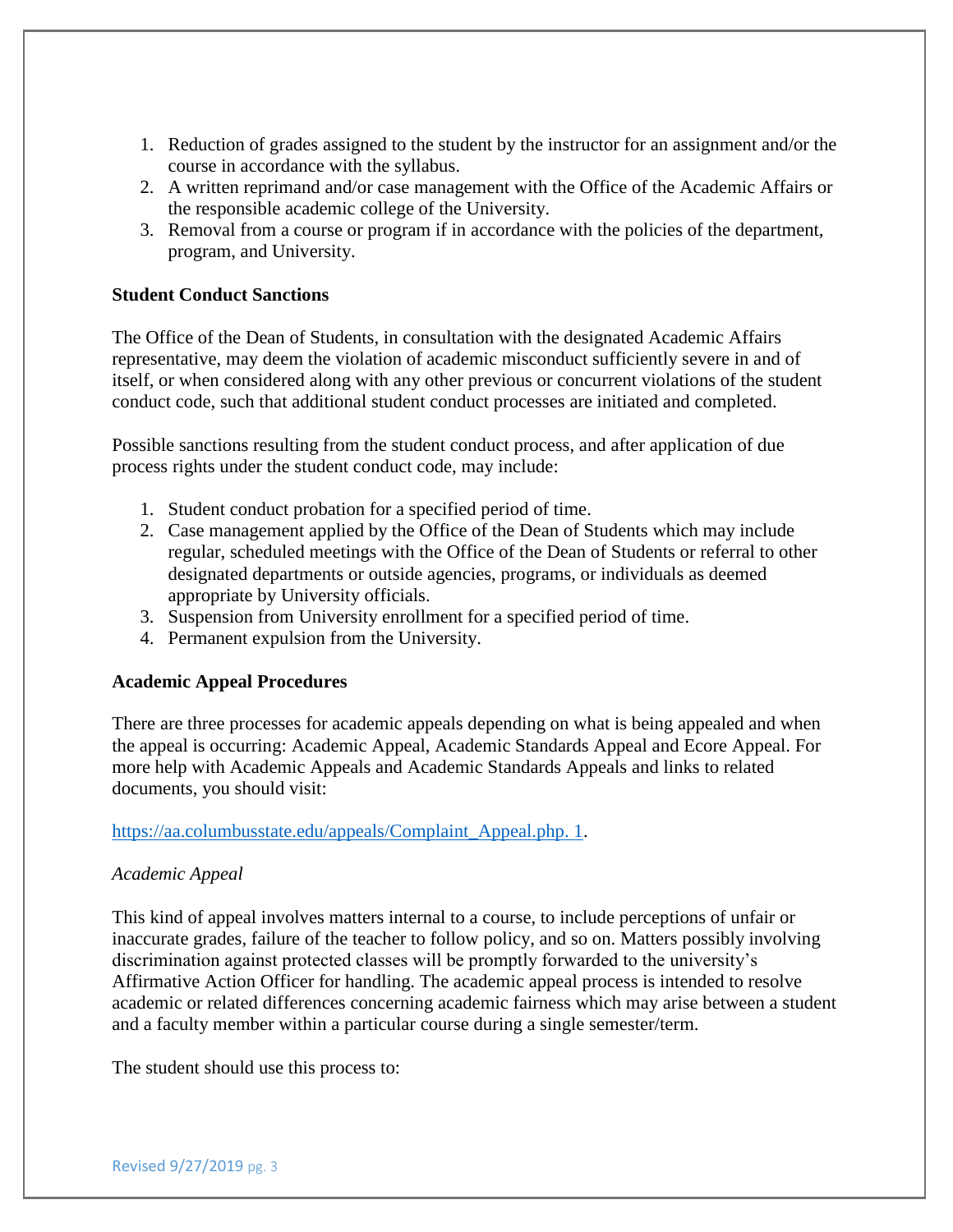1. Reduction of grades assigned to the student by the instructor for an assignment and/or the course in accordance with the syllabus.
2. A written reprimand and/or case management with the Office of the Academic Affairs or the responsible academic college of the University.
3. Removal from a course or program if in accordance with the policies of the department, program, and University.

**Student Conduct Sanctions**

The Office of the Dean of Students, in consultation with the designated Academic Affairs representative, may deem the violation of academic misconduct sufficiently severe in and of itself, or when considered along with any other previous or concurrent violations of the student conduct code, such that additional student conduct processes are initiated and completed.

Possible sanctions resulting from the student conduct process, and after application of due process rights under the student conduct code, may include:

1. Student conduct probation for a specified period of time.
2. Case management applied by the Office of the Dean of Students which may include regular, scheduled meetings with the Office of the Dean of Students or referral to other designated departments or outside agencies, programs, or individuals as deemed appropriate by University officials.
3. Suspension from University enrollment for a specified period of time.
4. Permanent expulsion from the University.

**Academic Appeal Procedures**

There are three processes for academic appeals depending on what is being appealed and when the appeal is occurring: Academic Appeal, Academic Standards Appeal and Ecore Appeal. For more help with Academic Appeals and Academic Standards Appeals and links to related documents, you should visit:

https://aa.columbusstate.edu/appeals/Complaint_Appeal.php. 1.

*Academic Appeal*

This kind of appeal involves matters internal to a course, to include perceptions of unfair or inaccurate grades, failure of the teacher to follow policy, and so on. Matters possibly involving discrimination against protected classes will be promptly forwarded to the university's Affirmative Action Officer for handling. The academic appeal process is intended to resolve academic or related differences concerning academic fairness which may arise between a student and a faculty member within a particular course during a single semester/term.

The student should use this process to: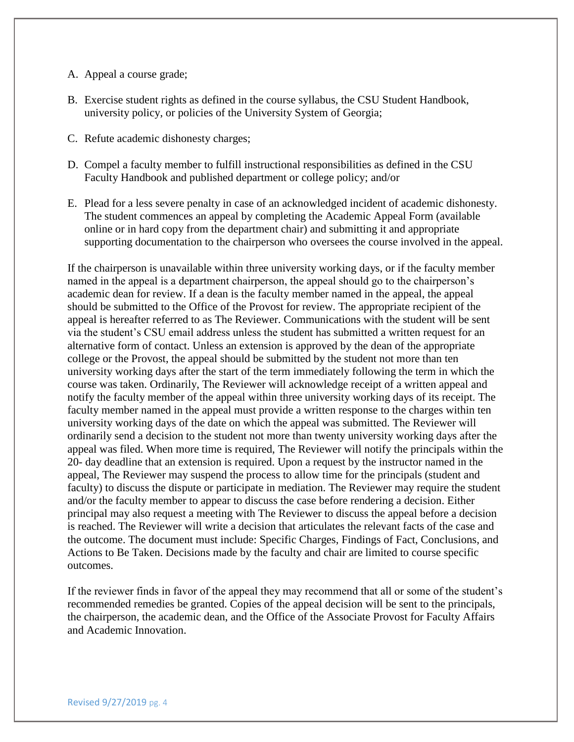A. Appeal a course grade;

B. Exercise student rights as defined in the course syllabus, the CSU Student Handbook, university policy, or policies of the University System of Georgia;

C. Refute academic dishonesty charges;

D. Compel a faculty member to fulfill instructional responsibilities as defined in the CSU Faculty Handbook and published department or college policy; and/or

E. Plead for a less severe penalty in case of an acknowledged incident of academic dishonesty. The student commences an appeal by completing the Academic Appeal Form (available online or in hard copy from the department chair) and submitting it and appropriate supporting documentation to the chairperson who oversees the course involved in the appeal.

If the chairperson is unavailable within three university working days, or if the faculty member named in the appeal is a department chairperson, the appeal should go to the chairperson's academic dean for review. If a dean is the faculty member named in the appeal, the appeal should be submitted to the Office of the Provost for review. The appropriate recipient of the appeal is hereafter referred to as The Reviewer. Communications with the student will be sent via the student's CSU email address unless the student has submitted a written request for an alternative form of contact. Unless an extension is approved by the dean of the appropriate college or the Provost, the appeal should be submitted by the student not more than ten university working days after the start of the term immediately following the term in which the course was taken. Ordinarily, The Reviewer will acknowledge receipt of a written appeal and notify the faculty member of the appeal within three university working days of its receipt. The faculty member named in the appeal must provide a written response to the charges within ten university working days of the date on which the appeal was submitted. The Reviewer will ordinarily send a decision to the student not more than twenty university working days after the appeal was filed. When more time is required, The Reviewer will notify the principals within the 20- day deadline that an extension is required. Upon a request by the instructor named in the appeal, The Reviewer may suspend the process to allow time for the principals (student and faculty) to discuss the dispute or participate in mediation. The Reviewer may require the student and/or the faculty member to appear to discuss the case before rendering a decision. Either principal may also request a meeting with The Reviewer to discuss the appeal before a decision is reached. The Reviewer will write a decision that articulates the relevant facts of the case and the outcome. The document must include: Specific Charges, Findings of Fact, Conclusions, and Actions to Be Taken. Decisions made by the faculty and chair are limited to course specific outcomes.

If the reviewer finds in favor of the appeal they may recommend that all or some of the student's recommended remedies be granted. Copies of the appeal decision will be sent to the principals, the chairperson, the academic dean, and the Office of the Associate Provost for Faculty Affairs and Academic Innovation.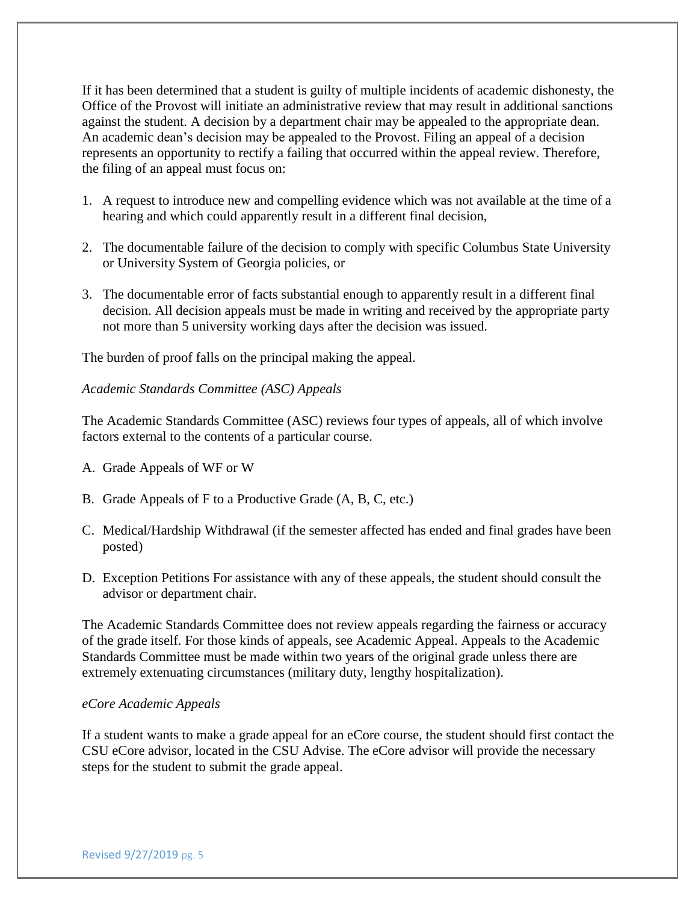If it has been determined that a student is guilty of multiple incidents of academic dishonesty, the Office of the Provost will initiate an administrative review that may result in additional sanctions against the student. A decision by a department chair may be appealed to the appropriate dean. An academic dean's decision may be appealed to the Provost. Filing an appeal of a decision represents an opportunity to rectify a failing that occurred within the appeal review. Therefore, the filing of an appeal must focus on:

1. A request to introduce new and compelling evidence which was not available at the time of a hearing and which could apparently result in a different final decision,

2. The documentable failure of the decision to comply with specific Columbus State University or University System of Georgia policies, or

3. The documentable error of facts substantial enough to apparently result in a different final decision. All decision appeals must be made in writing and received by the appropriate party not more than 5 university working days after the decision was issued.

The burden of proof falls on the principal making the appeal.

*Academic Standards Committee (ASC) Appeals*

The Academic Standards Committee (ASC) reviews four types of appeals, all of which involve factors external to the contents of a particular course.

A. Grade Appeals of WF or W

B. Grade Appeals of F to a Productive Grade (A, B, C, etc.)

C. Medical/Hardship Withdrawal (if the semester affected has ended and final grades have been posted)

D. Exception Petitions For assistance with any of these appeals, the student should consult the advisor or department chair.

The Academic Standards Committee does not review appeals regarding the fairness or accuracy of the grade itself. For those kinds of appeals, see Academic Appeal. Appeals to the Academic Standards Committee must be made within two years of the original grade unless there are extremely extenuating circumstances (military duty, lengthy hospitalization).

*eCore Academic Appeals*

If a student wants to make a grade appeal for an eCore course, the student should first contact the CSU eCore advisor, located in the CSU Advise. The eCore advisor will provide the necessary steps for the student to submit the grade appeal.